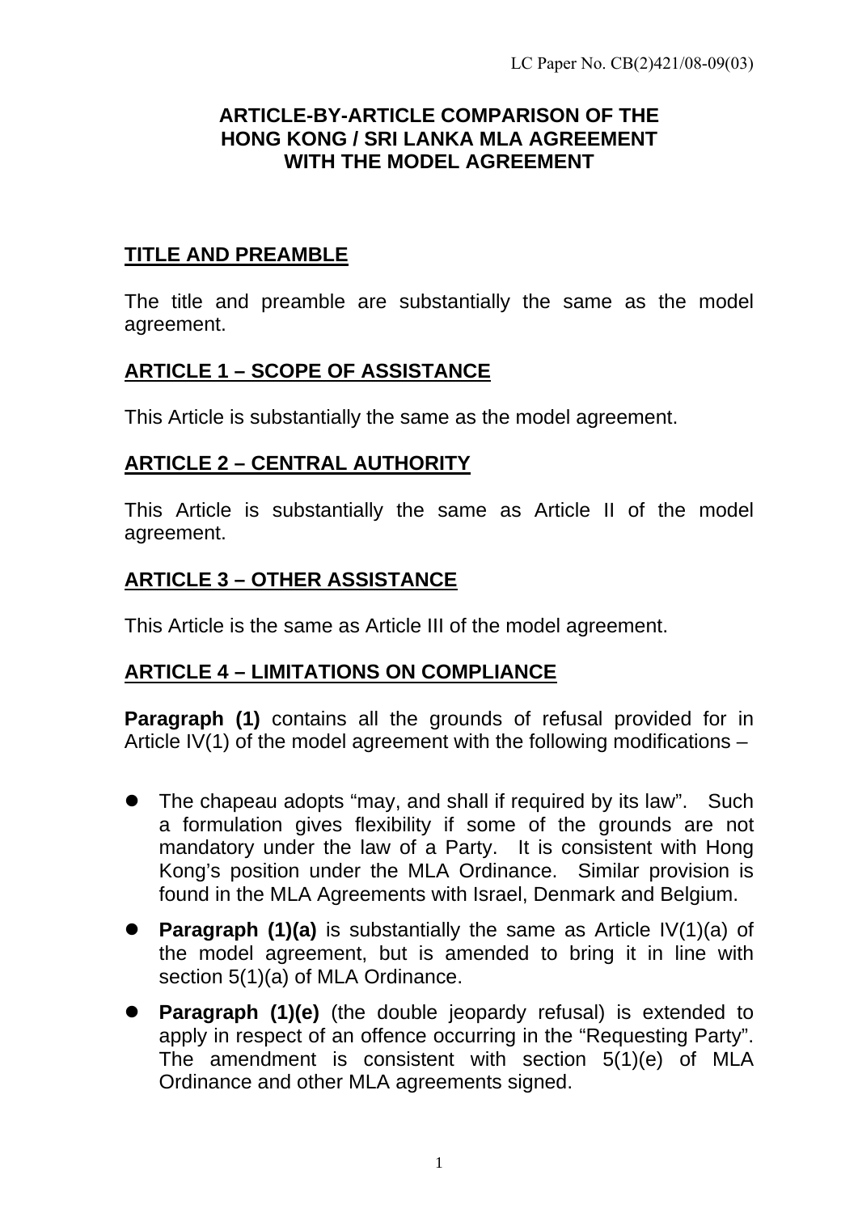LC Paper No. CB(2)421/08-09(03)

# ARTICLE-BY-ARTICLE COMPARISON OF THE HONG KONG / SRI LANKA MLA AGREEMENT WITH THE MODEL AGREEMENT

## TITLE AND PREAMBLE

The title and preamble are substantially the same as the model agreement.

## ARTICLE 1 – SCOPE OF ASSISTANCE

This Article is substantially the same as the model agreement.

## ARTICLE 2 – CENTRAL AUTHORITY

This Article is substantially the same as Article II of the model agreement.

## ARTICLE 3 – OTHER ASSISTANCE

This Article is the same as Article III of the model agreement.

## ARTICLE 4 – LIMITATIONS ON COMPLIANCE

**Paragraph (1)** contains all the grounds of refusal provided for in Article IV(1) of the model agreement with the following modifications –

- The chapeau adopts "may, and shall if required by its law". Such a formulation gives flexibility if some of the grounds are not mandatory under the law of a Party. It is consistent with Hong Kong's position under the MLA Ordinance. Similar provision is found in the MLA Agreements with Israel, Denmark and Belgium.
- **Paragraph (1)(a)** is substantially the same as Article IV(1)(a) of the model agreement, but is amended to bring it in line with section 5(1)(a) of MLA Ordinance.
- **Paragraph (1)(e)** (the double jeopardy refusal) is extended to apply in respect of an offence occurring in the "Requesting Party". The amendment is consistent with section 5(1)(e) of MLA Ordinance and other MLA agreements signed.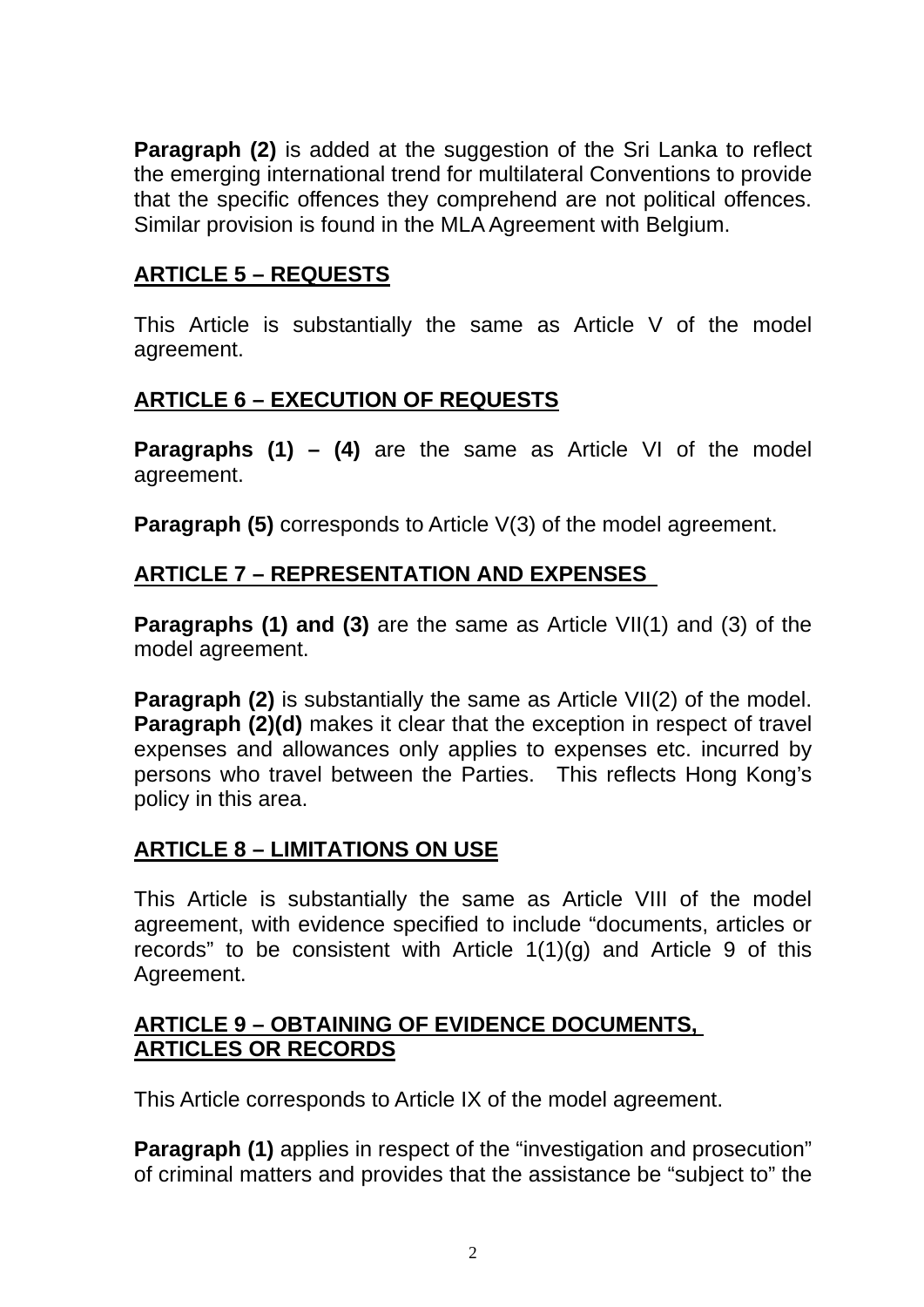**Paragraph (2)** is added at the suggestion of the Sri Lanka to reflect the emerging international trend for multilateral Conventions to provide that the specific offences they comprehend are not political offences. Similar provision is found in the MLA Agreement with Belgium.

## ARTICLE 5 – REQUESTS

This Article is substantially the same as Article V of the model agreement.

## ARTICLE 6 – EXECUTION OF REQUESTS

**Paragraphs (1) – (4)** are the same as Article VI of the model agreement.

**Paragraph (5)** corresponds to Article V(3) of the model agreement.

## ARTICLE 7 – REPRESENTATION AND EXPENSES

**Paragraphs (1) and (3)** are the same as Article VII(1) and (3) of the model agreement.

**Paragraph (2)** is substantially the same as Article VII(2) of the model. **Paragraph (2)(d)** makes it clear that the exception in respect of travel expenses and allowances only applies to expenses etc. incurred by persons who travel between the Parties. This reflects Hong Kong's policy in this area.

## ARTICLE 8 – LIMITATIONS ON USE

This Article is substantially the same as Article VIII of the model agreement, with evidence specified to include "documents, articles or records" to be consistent with Article 1(1)(g) and Article 9 of this Agreement.

## ARTICLE 9 – OBTAINING OF EVIDENCE DOCUMENTS, ARTICLES OR RECORDS

This Article corresponds to Article IX of the model agreement.

**Paragraph (1)** applies in respect of the "investigation and prosecution" of criminal matters and provides that the assistance be "subject to" the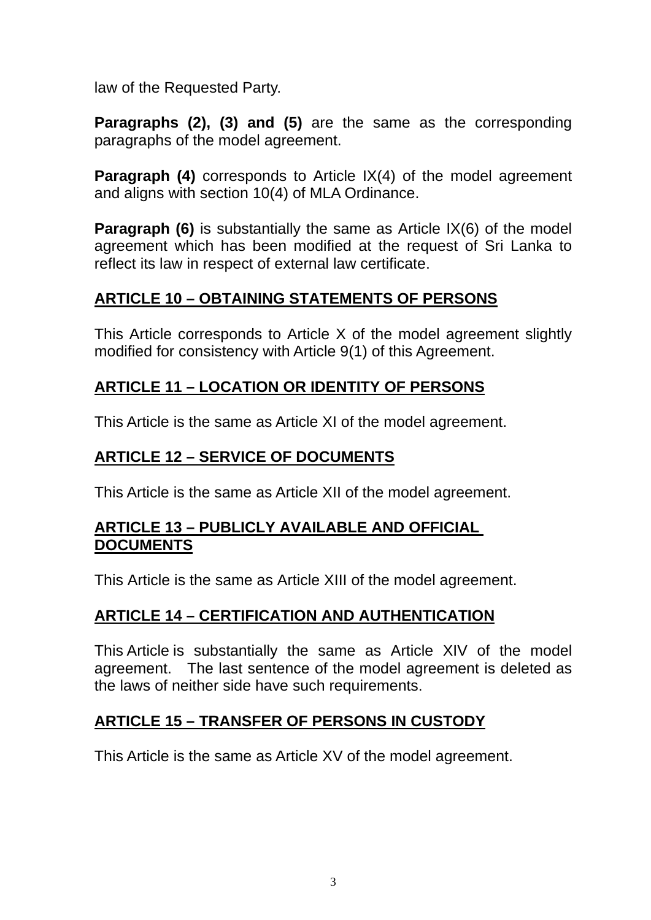law of the Requested Party.

**Paragraphs (2), (3) and (5)** are the same as the corresponding paragraphs of the model agreement.

**Paragraph (4)** corresponds to Article IX(4) of the model agreement and aligns with section 10(4) of MLA Ordinance.

**Paragraph (6)** is substantially the same as Article IX(6) of the model agreement which has been modified at the request of Sri Lanka to reflect its law in respect of external law certificate.

## ARTICLE 10 – OBTAINING STATEMENTS OF PERSONS

This Article corresponds to Article X of the model agreement slightly modified for consistency with Article 9(1) of this Agreement.

## ARTICLE 11 – LOCATION OR IDENTITY OF PERSONS

This Article is the same as Article XI of the model agreement.

## ARTICLE 12 – SERVICE OF DOCUMENTS

This Article is the same as Article XII of the model agreement.

## ARTICLE 13 – PUBLICLY AVAILABLE AND OFFICIAL DOCUMENTS

This Article is the same as Article XIII of the model agreement.

## ARTICLE 14 – CERTIFICATION AND AUTHENTICATION

This Article is substantially the same as Article XIV of the model agreement. The last sentence of the model agreement is deleted as the laws of neither side have such requirements.

## ARTICLE 15 – TRANSFER OF PERSONS IN CUSTODY

This Article is the same as Article XV of the model agreement.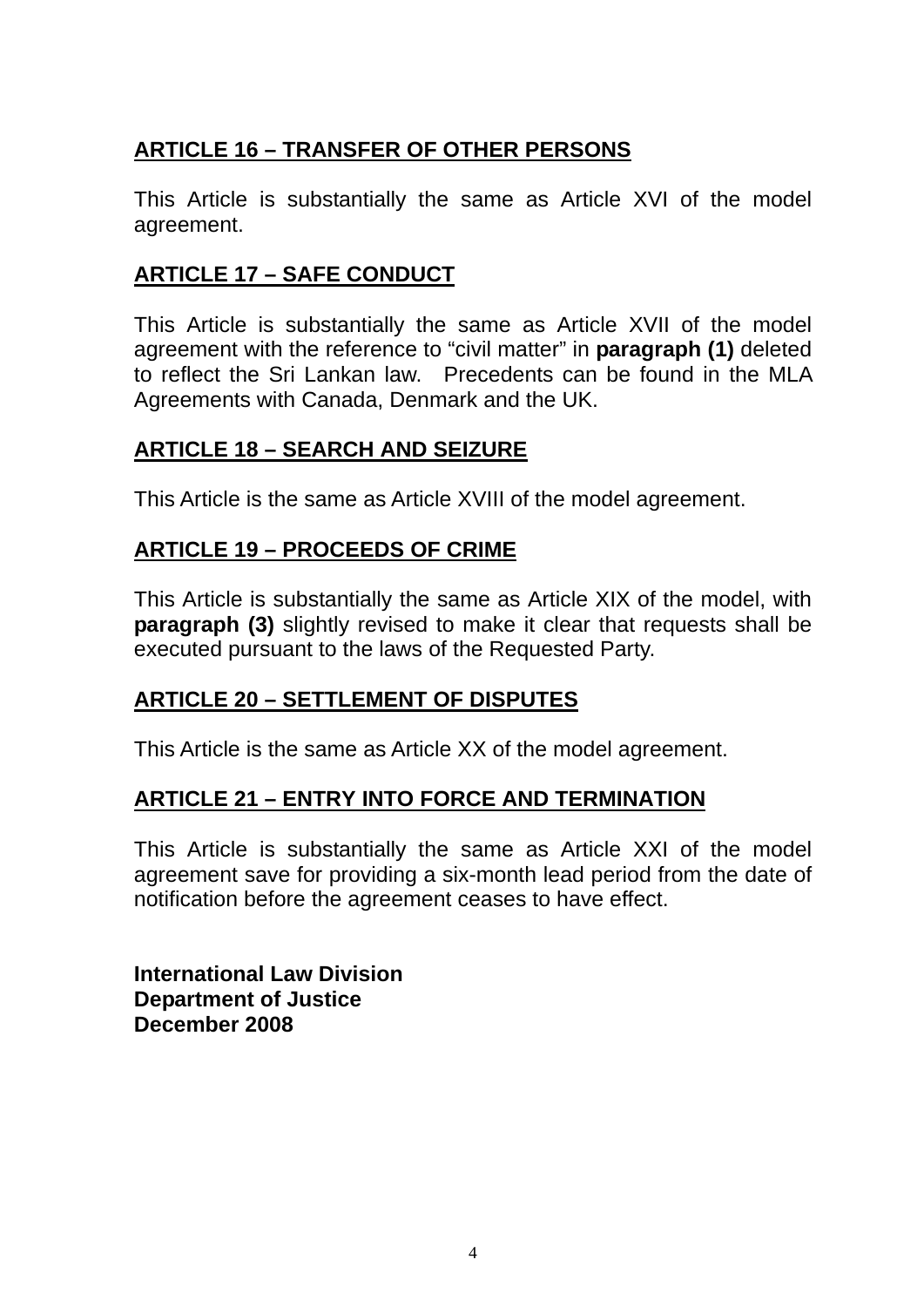**ARTICLE 16 – TRANSFER OF OTHER PERSONS**

This Article is substantially the same as Article XVI of the model agreement.

**ARTICLE 17 – SAFE CONDUCT**

This Article is substantially the same as Article XVII of the model agreement with the reference to "civil matter" in **paragraph (1)** deleted to reflect the Sri Lankan law. Precedents can be found in the MLA Agreements with Canada, Denmark and the UK.

**ARTICLE 18 – SEARCH AND SEIZURE**

This Article is the same as Article XVIII of the model agreement.

**ARTICLE 19 – PROCEEDS OF CRIME**

This Article is substantially the same as Article XIX of the model, with **paragraph (3)** slightly revised to make it clear that requests shall be executed pursuant to the laws of the Requested Party.

**ARTICLE 20 – SETTLEMENT OF DISPUTES**

This Article is the same as Article XX of the model agreement.

**ARTICLE 21 – ENTRY INTO FORCE AND TERMINATION**

This Article is substantially the same as Article XXI of the model agreement save for providing a six-month lead period from the date of notification before the agreement ceases to have effect.

**International Law Division**
**Department of Justice**
**December 2008**